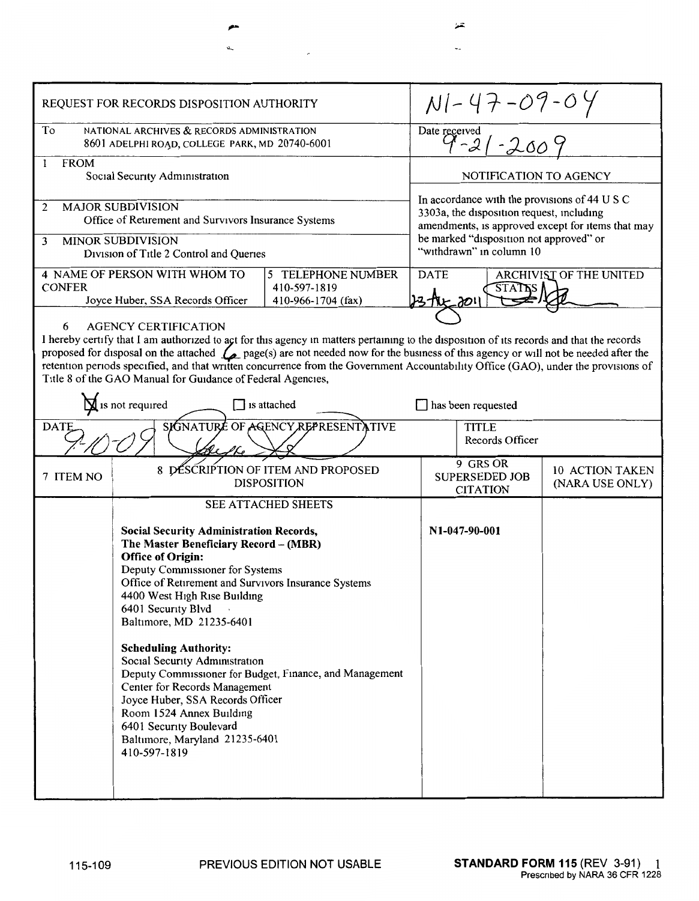| REQUEST FOR RECORDS DISPOSITION AUTHORITY | | N1-47-09-04 | |
|---|---|---|---|
| To NATIONAL ARCHIVES & RECORDS ADMINISTRATION<br>8601 ADELPHI ROAD, COLLEGE PARK, MD 20740-6001 | | Date received<br>9-21-2009 | |
| 1 FROM<br>Social Security Administration | | NOTIFICATION TO AGENCY | |
| 2 MAJOR SUBDIVISION<br>Office of Retirement and Survivors Insurance Systems | | In accordance with the provisions of 44 U S C 3303a, the disposition request, including amendments, is approved except for items that may be marked "disposition not approved" or "withdrawn" in column 10 | |
| 3 MINOR SUBDIVISION<br>Division of Title 2 Control and Queries | | | |
| 4 NAME OF PERSON WITH WHOM TO CONFER<br>Joyce Huber, SSA Records Officer | 5 TELEPHONE NUMBER<br>410-597-1819<br>410-966-1704 (fax) | DATE<br>23 Aug 2011 | ARCHIVIST OF THE UNITED STATES |

6 AGENCY CERTIFICATION

I hereby certify that I am authorized to act for this agency in matters pertaining to the disposition of its records and that the records proposed for disposal on the attached 6 page(s) are not needed now for the business of this agency or will not be needed after the retention periods specified, and that written concurrence from the Government Accountability Office (GAO), under the provisions of Title 8 of the GAO Manual for Guidance of Federal Agencies,

☒ is not required ☐ is attached ☐ has been requested

| DATE | SIGNATURE OF AGENCY REPRESENTATIVE | TITLE |
|---|---|---|
| 9-10-09 | | Records Officer |

| 7 ITEM NO | 8 DESCRIPTION OF ITEM AND PROPOSED DISPOSITION | 9 GRS OR SUPERSEDED JOB CITATION | 10 ACTION TAKEN (NARA USE ONLY) |
|---|---|---|---|
| | SEE ATTACHED SHEETS<br><br>**Social Security Administration Records, The Master Beneficiary Record – (MBR)**<br>**Office of Origin:**<br>Deputy Commissioner for Systems<br>Office of Retirement and Survivors Insurance Systems<br>4400 West High Rise Building<br>6401 Security Blvd<br>Baltimore, MD 21235-6401<br><br>**Scheduling Authority:**<br>Social Security Administration<br>Deputy Commissioner for Budget, Finance, and Management<br>Center for Records Management<br>Joyce Huber, SSA Records Officer<br>Room 1524 Annex Building<br>6401 Security Boulevard<br>Baltimore, Maryland 21235-6401<br>410-597-1819 | N1-047-90-001 | |

115-109 PREVIOUS EDITION NOT USABLE **STANDARD FORM 115** (REV 3-91) Prescribed by NARA 36 CFR 1228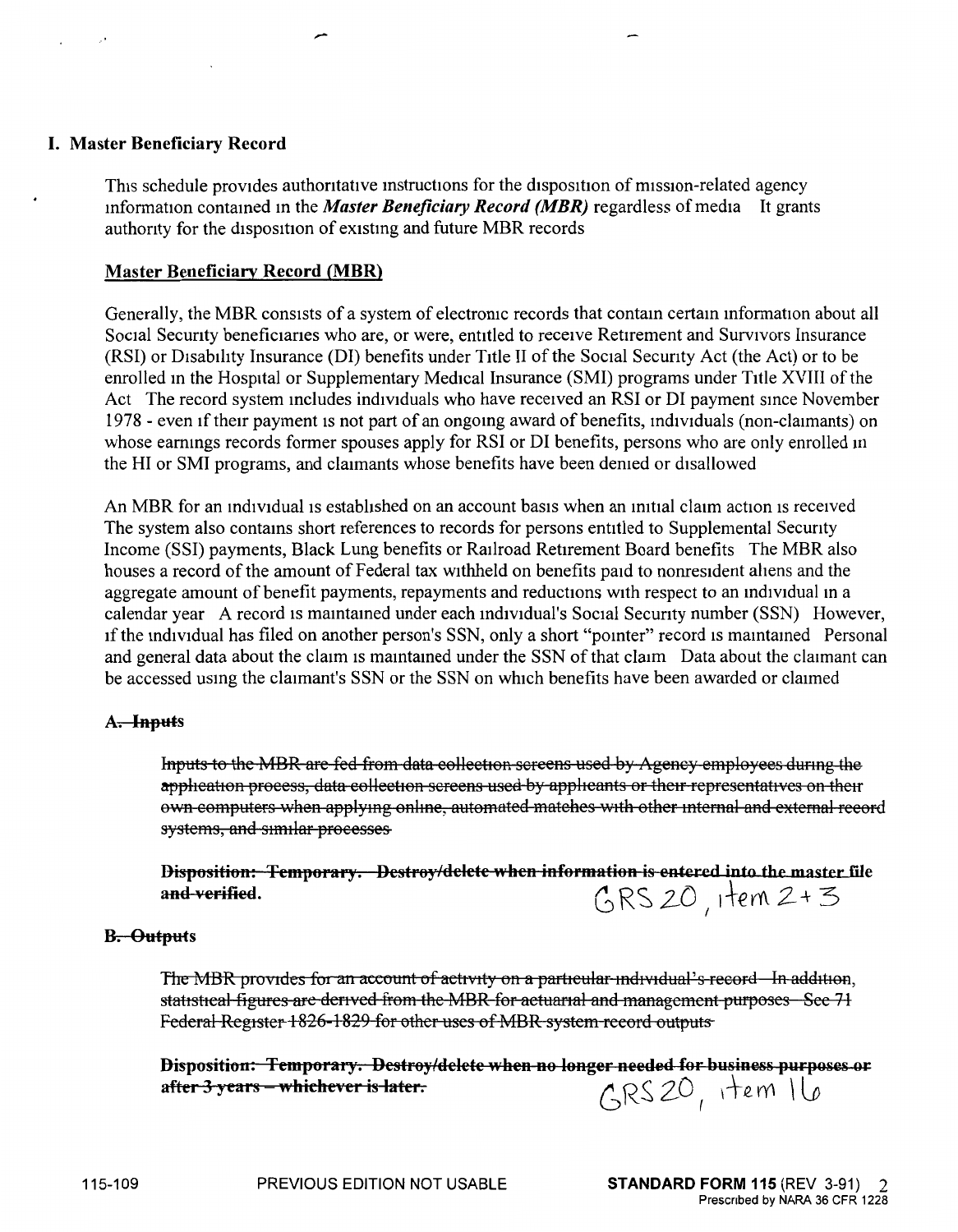## I. Master Beneficiary Record

This schedule provides authoritative instructions for the disposition of mission-related agency information contained in the ***Master Beneficiary Record (MBR)*** regardless of media It grants authority for the disposition of existing and future MBR records

### Master Beneficiary Record (MBR)

Generally, the MBR consists of a system of electronic records that contain certain information about all Social Security beneficiaries who are, or were, entitled to receive Retirement and Survivors Insurance (RSI) or Disability Insurance (DI) benefits under Title II of the Social Security Act (the Act) or to be enrolled in the Hospital or Supplementary Medical Insurance (SMI) programs under Title XVIII of the Act The record system includes individuals who have received an RSI or DI payment since November 1978 - even if their payment is not part of an ongoing award of benefits, individuals (non-claimants) on whose earnings records former spouses apply for RSI or DI benefits, persons who are only enrolled in the HI or SMI programs, and claimants whose benefits have been denied or disallowed

An MBR for an individual is established on an account basis when an initial claim action is received The system also contains short references to records for persons entitled to Supplemental Security Income (SSI) payments, Black Lung benefits or Railroad Retirement Board benefits The MBR also houses a record of the amount of Federal tax withheld on benefits paid to nonresident aliens and the aggregate amount of benefit payments, repayments and reductions with respect to an individual in a calendar year A record is maintained under each individual's Social Security number (SSN) However, if the individual has filed on another person's SSN, only a short "pointer" record is maintained Personal and general data about the claim is maintained under the SSN of that claim Data about the claimant can be accessed using the claimant's SSN or the SSN on which benefits have been awarded or claimed

#### ~~A. Inputs~~

~~Inputs to the MBR are fed from data collection screens used by Agency employees during the application process, data collection screens used by applicants or their representatives on their own computers when applying online, automated matches with other internal and external record systems, and similar processes~~

**~~Disposition: Temporary. Destroy/delete when information is entered into the master file and verified.~~** GRS 20, item 2 + 3

#### ~~B. Outputs~~

~~The MBR provides for an account of activity on a particular individual's record In addition, statistical figures are derived from the MBR for actuarial and management purposes See 71 Federal Register 1826-1829 for other uses of MBR system record outputs~~

**~~Disposition: Temporary. Destroy/delete when no longer needed for business purposes or after 3 years – whichever is later.~~** GRS 20, item 16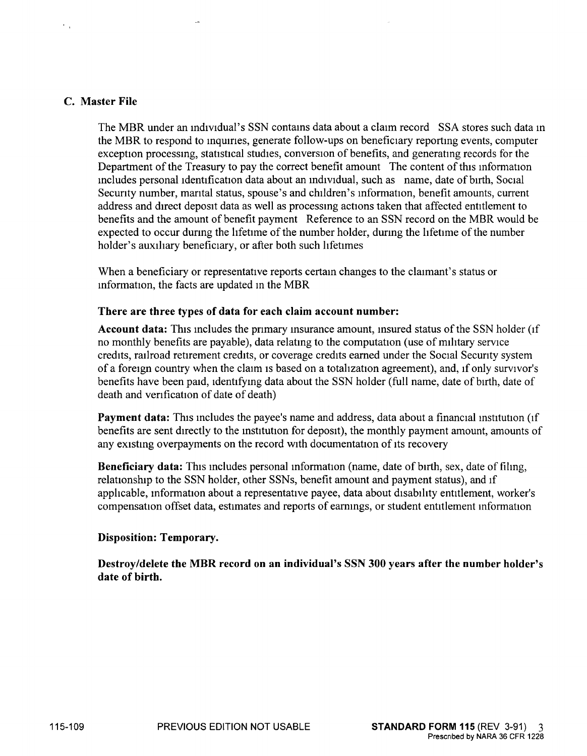### C. Master File

The MBR under an individual's SSN contains data about a claim record SSA stores such data in the MBR to respond to inquiries, generate follow-ups on beneficiary reporting events, computer exception processing, statistical studies, conversion of benefits, and generating records for the Department of the Treasury to pay the correct benefit amount The content of this information includes personal identification data about an individual, such as name, date of birth, Social Security number, marital status, spouse's and children's information, benefit amounts, current address and direct deposit data as well as processing actions taken that affected entitlement to benefits and the amount of benefit payment Reference to an SSN record on the MBR would be expected to occur during the lifetime of the number holder, during the lifetime of the number holder's auxiliary beneficiary, or after both such lifetimes

When a beneficiary or representative reports certain changes to the claimant's status or information, the facts are updated in the MBR

**There are three types of data for each claim account number:**

**Account data:** This includes the primary insurance amount, insured status of the SSN holder (if no monthly benefits are payable), data relating to the computation (use of military service credits, railroad retirement credits, or coverage credits earned under the Social Security system of a foreign country when the claim is based on a totalization agreement), and, if only survivor's benefits have been paid, identifying data about the SSN holder (full name, date of birth, date of death and verification of date of death)

**Payment data:** This includes the payee's name and address, data about a financial institution (if benefits are sent directly to the institution for deposit), the monthly payment amount, amounts of any existing overpayments on the record with documentation of its recovery

**Beneficiary data:** This includes personal information (name, date of birth, sex, date of filing, relationship to the SSN holder, other SSNs, benefit amount and payment status), and if applicable, information about a representative payee, data about disability entitlement, worker's compensation offset data, estimates and reports of earnings, or student entitlement information

**Disposition: Temporary.**

**Destroy/delete the MBR record on an individual's SSN 300 years after the number holder's date of birth.**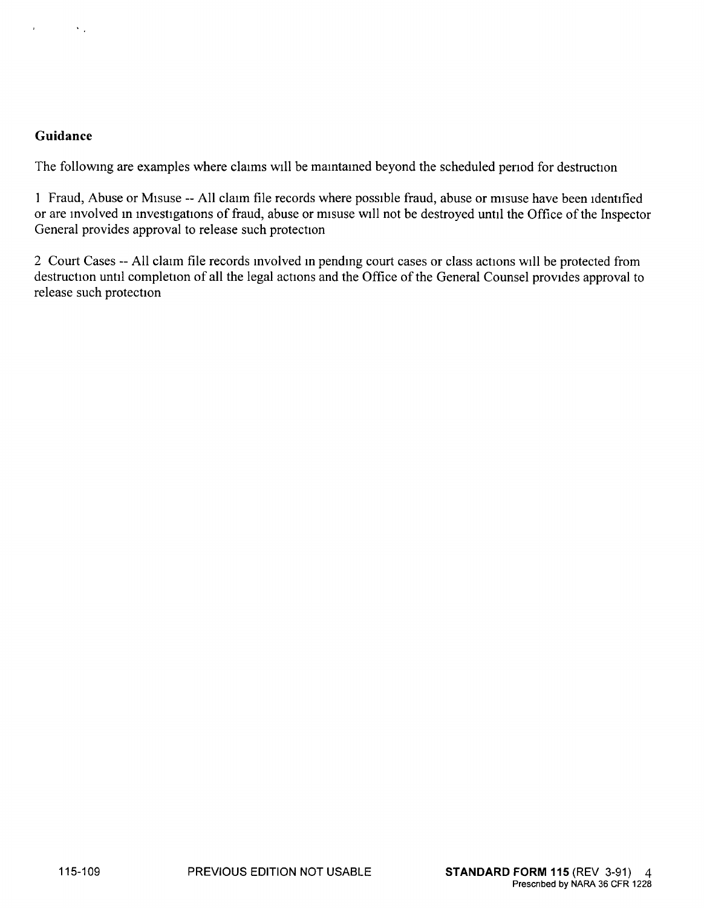**Guidance**

The following are examples where claims will be maintained beyond the scheduled period for destruction

1 Fraud, Abuse or Misuse -- All claim file records where possible fraud, abuse or misuse have been identified or are involved in investigations of fraud, abuse or misuse will not be destroyed until the Office of the Inspector General provides approval to release such protection

2 Court Cases -- All claim file records involved in pending court cases or class actions will be protected from destruction until completion of all the legal actions and the Office of the General Counsel provides approval to release such protection

115-109 PREVIOUS EDITION NOT USABLE **STANDARD FORM 115** (REV 3-91)
Prescribed by NARA 36 CFR 1228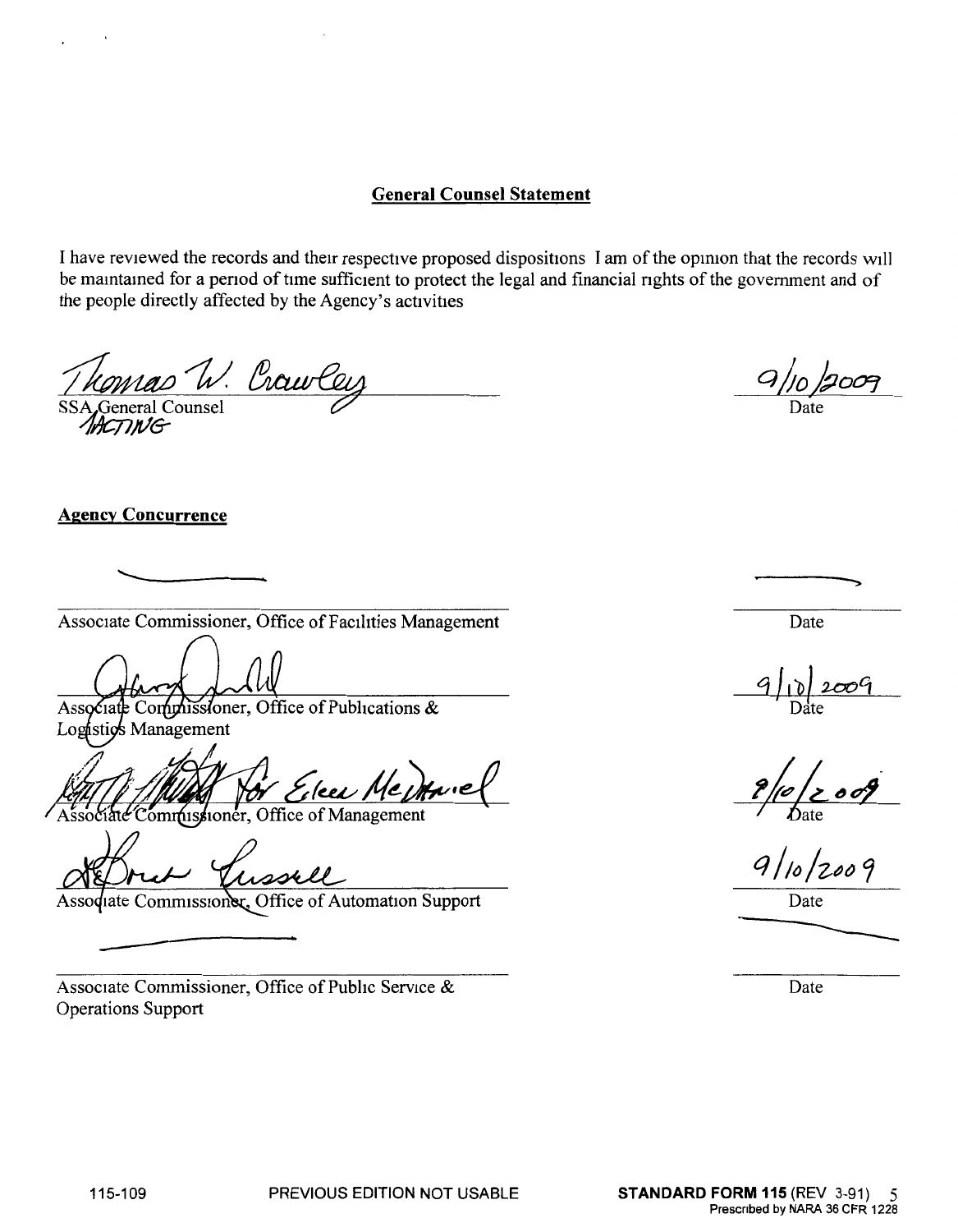## General Counsel Statement

I have reviewed the records and their respective proposed dispositions I am of the opinion that the records will be maintained for a period of time sufficient to protect the legal and financial rights of the government and of the people directly affected by the Agency's activities

Thomas W. Crawley
SSA General Counsel
ACTING

9/10/2009
Date

**Agency Concurrence**

| | |
|---|---|
| Associate Commissioner, Office of Facilities Management | Date |
| Associate Commissioner, Office of Publications & Logistics Management | 9/10/2009<br>Date |
| for Eileen McDaniel<br>Associate Commissioner, Office of Management | 9/10/2009<br>Date |
| Associate Commissioner, Office of Automation Support | 9/10/2009<br>Date |
| Associate Commissioner, Office of Public Service & Operations Support | Date |

115-109 PREVIOUS EDITION NOT USABLE **STANDARD FORM 115** (REV 3-91)
Prescribed by NARA 36 CFR 1228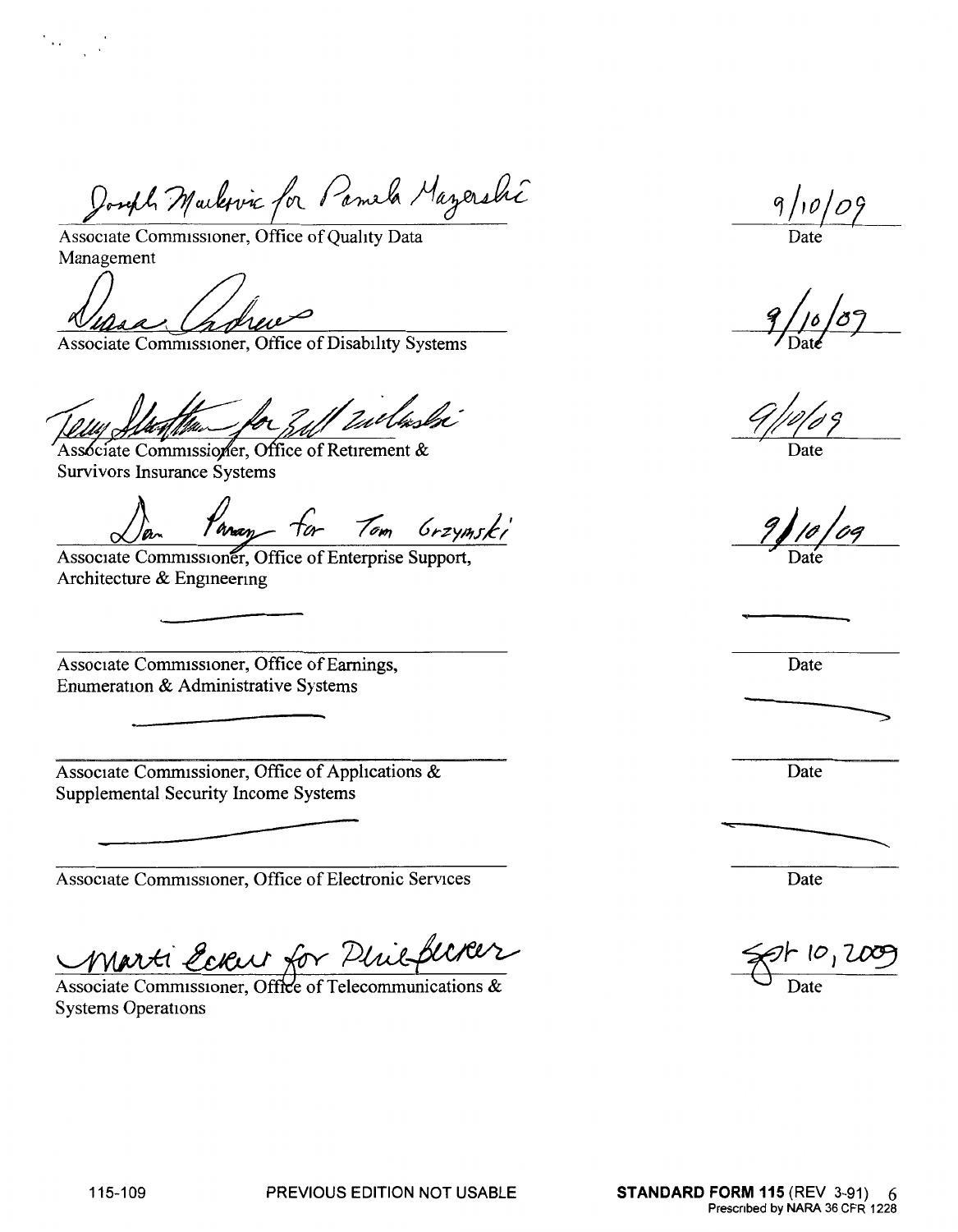Joseph Markovic for Pamela Mazerski

Associate Commissioner, Office of Quality Data Management

Date: 9/10/09

Susan Andrews

Associate Commissioner, Office of Disability Systems

Date: 9/10/09

Terry Stratton for Bill Zielinski

Associate Commissioner, Office of Retirement & Survivors Insurance Systems

Date: 9/10/09

Dan Pany for Tom Grzymski

Associate Commissioner, Office of Enterprise Support, Architecture & Engineering

Date: 9/10/09

Associate Commissioner, Office of Earnings, Enumeration & Administrative Systems

Date

Associate Commissioner, Office of Applications & Supplemental Security Income Systems

Date

Associate Commissioner, Office of Electronic Services

Date

Marti Eckert for Phil Becker

Associate Commissioner, Office of Telecommunications & Systems Operations

Date: Sept 10, 2009

115-109 PREVIOUS EDITION NOT USABLE **STANDARD FORM 115** (REV 3-91)
Prescribed by NARA 36 CFR 1228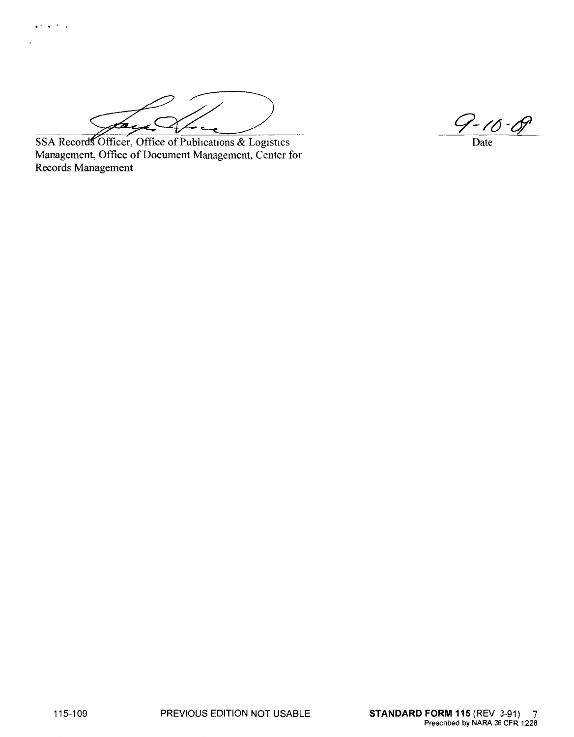SSA Records Officer, Office of Publications & Logistics Management, Office of Document Management, Center for Records Management

9-10-09

Date

115-109 PREVIOUS EDITION NOT USABLE **STANDARD FORM 115** (REV 3-91)

Prescribed by NARA 36 CFR 1228